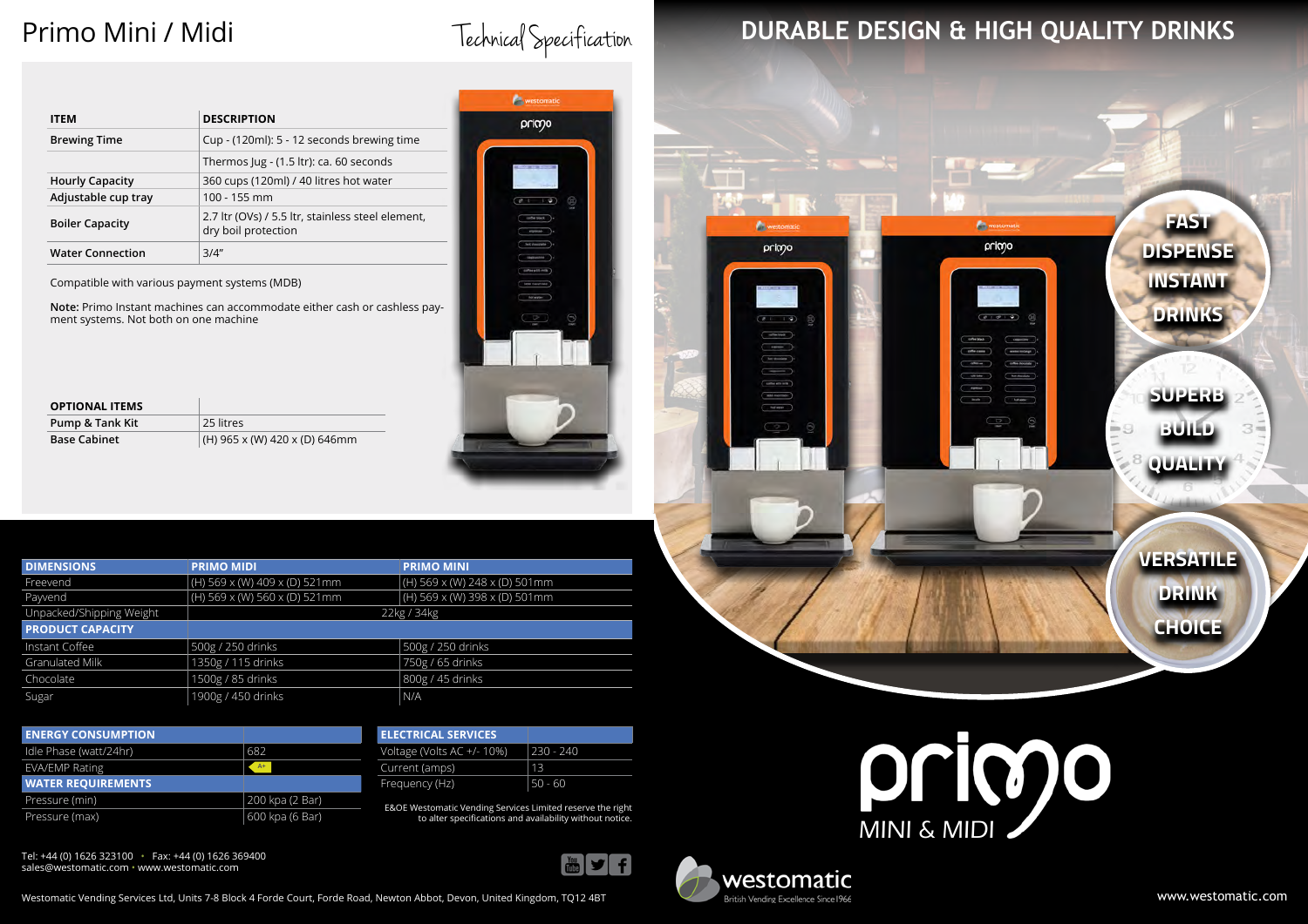# Primo Mini / Midi

Technical Specification

| ITEM | DESCRIPTION |
| --- | --- |
| Brewing Time | Cup - (120ml): 5 - 12 seconds brewing time |
| | Thermos Jug - (1.5 ltr): ca. 60 seconds |
| Hourly Capacity | 360 cups (120ml) / 40 litres hot water |
| Adjustable cup tray | 100 - 155 mm |
| Boiler Capacity | 2.7 ltr (OVs) / 5.5 ltr, stainless steel element, dry boil protection |
| Water Connection | 3/4" |

Compatible with various payment systems (MDB)

**Note:** Primo Instant machines can accommodate either cash or cashless payment systems. Not both on one machine

| OPTIONAL ITEMS | |
| --- | --- |
| Pump & Tank Kit | 25 litres |
| Base Cabinet | (H) 965 x (W) 420 x (D) 646mm |

| DIMENSIONS | PRIMO MIDI | PRIMO MINI |
| --- | --- | --- |
| Freevend | (H) 569 x (W) 409 x (D) 521mm | (H) 569 x (W) 248 x (D) 501mm |
| Payvend | (H) 569 x (W) 560 x (D) 521mm | (H) 569 x (W) 398 x (D) 501mm |
| Unpacked/Shipping Weight | 22kg / 34kg | |
| **PRODUCT CAPACITY** | | |
| Instant Coffee | 500g / 250 drinks | 500g / 250 drinks |
| Granulated Milk | 1350g / 115 drinks | 750g / 65 drinks |
| Chocolate | 1500g / 85 drinks | 800g / 45 drinks |
| Sugar | 1900g / 450 drinks | N/A |

| ENERGY CONSUMPTION | |
| --- | --- |
| Idle Phase (watt/24hr) | 682 |
| EVA/EMP Rating | A+ |
| **WATER REQUIREMENTS** | |
| Pressure (min) | 200 kpa (2 Bar) |
| Pressure (max) | 600 kpa (6 Bar) |

| ELECTRICAL SERVICES | |
| --- | --- |
| Voltage (Volts AC +/- 10%) | 230 - 240 |
| Current (amps) | 13 |
| Frequency (Hz) | 50 - 60 |

E&OE Westomatic Vending Services Limited reserve the right to alter specifications and availability without notice.

Tel: +44 (0) 1626 323100 • Fax: +44 (0) 1626 369400
sales@westomatic.com • www.westomatic.com

Westomatic Vending Services Ltd, Units 7-8 Block 4 Forde Court, Forde Road, Newton Abbot, Devon, United Kingdom, TQ12 4BT

## DURABLE DESIGN & HIGH QUALITY DRINKS

FAST DISPENSE INSTANT DRINKS

SUPERB BUILD QUALITY

VERSATILE DRINK CHOICE

primo
MINI & MIDI

westomatic
British Vending Excellence Since 1966

www.westomatic.com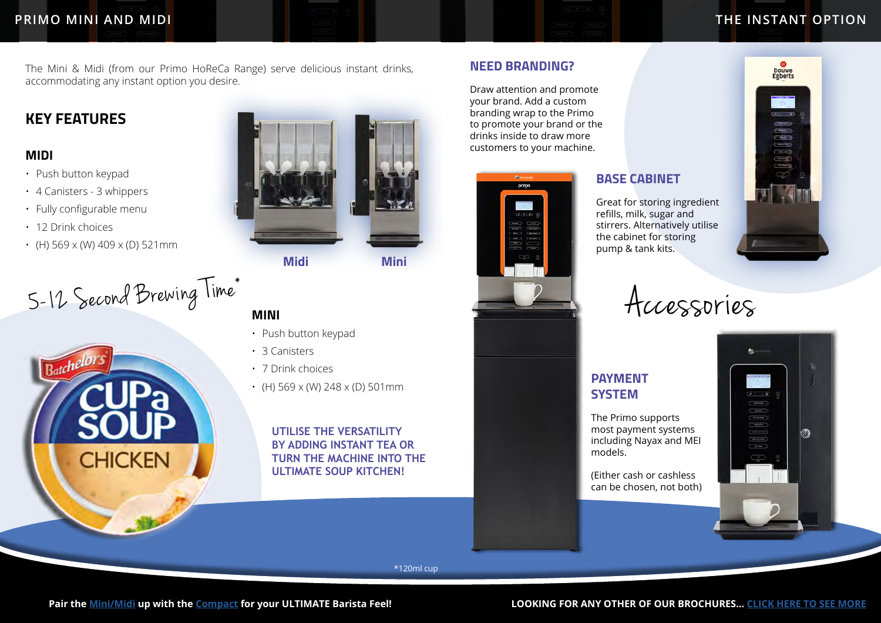# PRIMO MINI AND MIDI

## THE INSTANT OPTION

The Mini & Midi (from our Primo HoReCa Range) serve delicious instant drinks, accommodating any instant option you desire.

## KEY FEATURES

### MIDI

- Push button keypad
- 4 Canisters - 3 whippers
- Fully configurable menu
- 12 Drink choices
- (H) 569 x (W) 409 x (D) 521mm

Midi

Mini

5-12 Second Brewing Time*

### MINI

- Push button keypad
- 3 Canisters
- 7 Drink choices
- (H) 569 x (W) 248 x (D) 501mm

**UTILISE THE VERSATILITY BY ADDING INSTANT TEA OR TURN THE MACHINE INTO THE ULTIMATE SOUP KITCHEN!**

*120ml cup

## NEED BRANDING?

Draw attention and promote your brand. Add a custom branding wrap to the Primo to promote your brand or the drinks inside to draw more customers to your machine.

## BASE CABINET

Great for storing ingredient refills, milk, sugar and stirrers. Alternatively utilise the cabinet for storing pump & tank kits.

## Accessories

## PAYMENT SYSTEM

The Primo supports most payment systems including Nayax and MEI models.

(Either cash or cashless can be chosen, not both)

**Pair the Mini/Midi up with the Compact for your ULTIMATE Barista Feel!**

**LOOKING FOR ANY OTHER OF OUR BROCHURES... CLICK HERE TO SEE MORE**